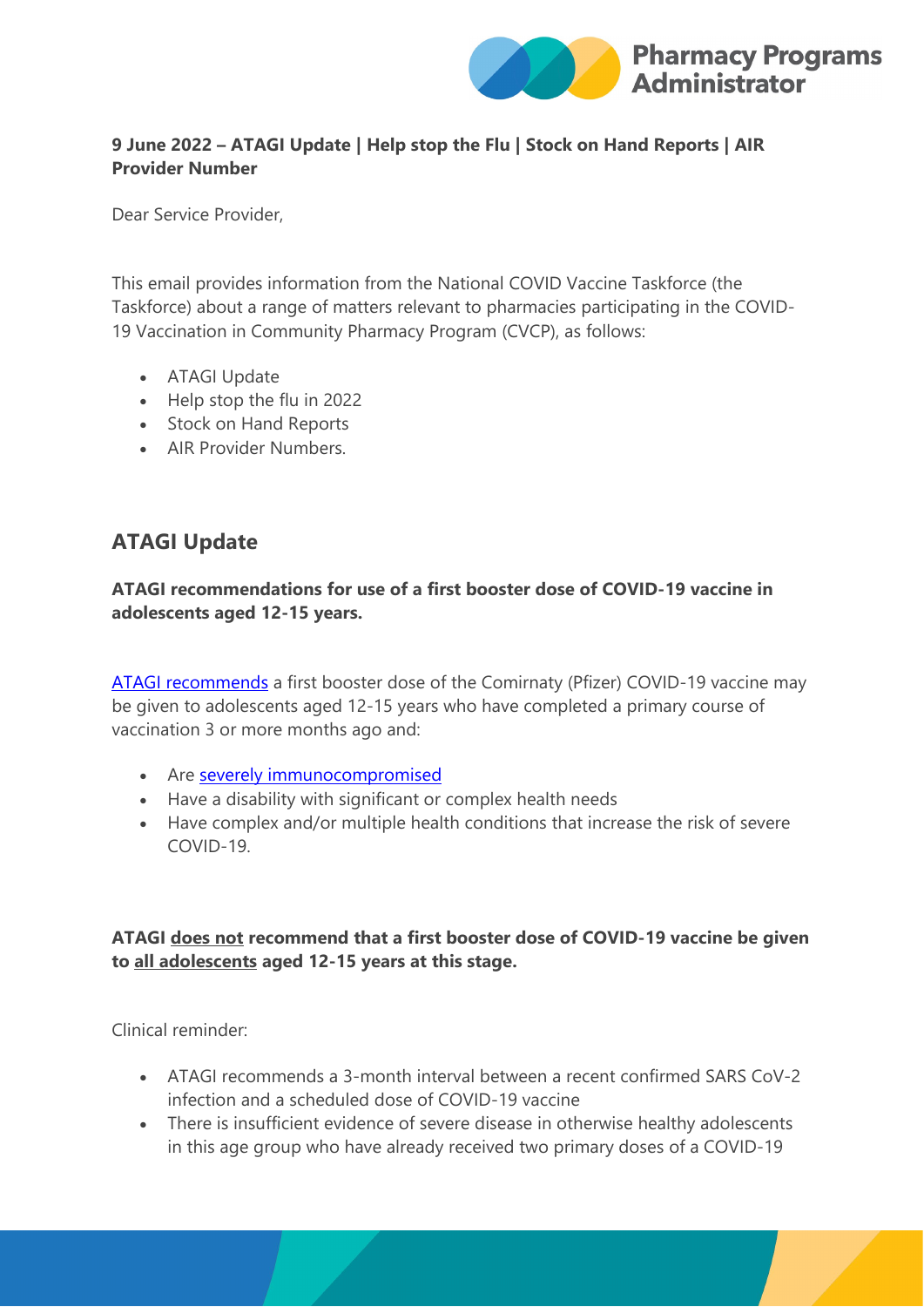**9 June 2022 – ATAGI Update | Help stop the Flu | Stock on Hand Reports | AIR Provider Number**

Dear Service Provider,

This email provides information from the National COVID Vaccine Taskforce (the Taskforce) about a range of matters relevant to pharmacies participating in the COVID-19 Vaccination in Community Pharmacy Program (CVCP), as follows:

- ATAGI Update
- Help stop the flu in 2022
- Stock on Hand Reports
- AIR Provider Numbers.

## ATAGI Update

**ATAGI recommendations for use of a first booster dose of COVID-19 vaccine in adolescents aged 12-15 years.**

ATAGI recommends a first booster dose of the Comirnaty (Pfizer) COVID-19 vaccine may be given to adolescents aged 12-15 years who have completed a primary course of vaccination 3 or more months ago and:

- Are severely immunocompromised
- Have a disability with significant or complex health needs
- Have complex and/or multiple health conditions that increase the risk of severe COVID-19.

**ATAGI does not recommend that a first booster dose of COVID-19 vaccine be given to all adolescents aged 12-15 years at this stage.**

Clinical reminder:

- ATAGI recommends a 3-month interval between a recent confirmed SARS CoV-2 infection and a scheduled dose of COVID-19 vaccine
- There is insufficient evidence of severe disease in otherwise healthy adolescents in this age group who have already received two primary doses of a COVID-19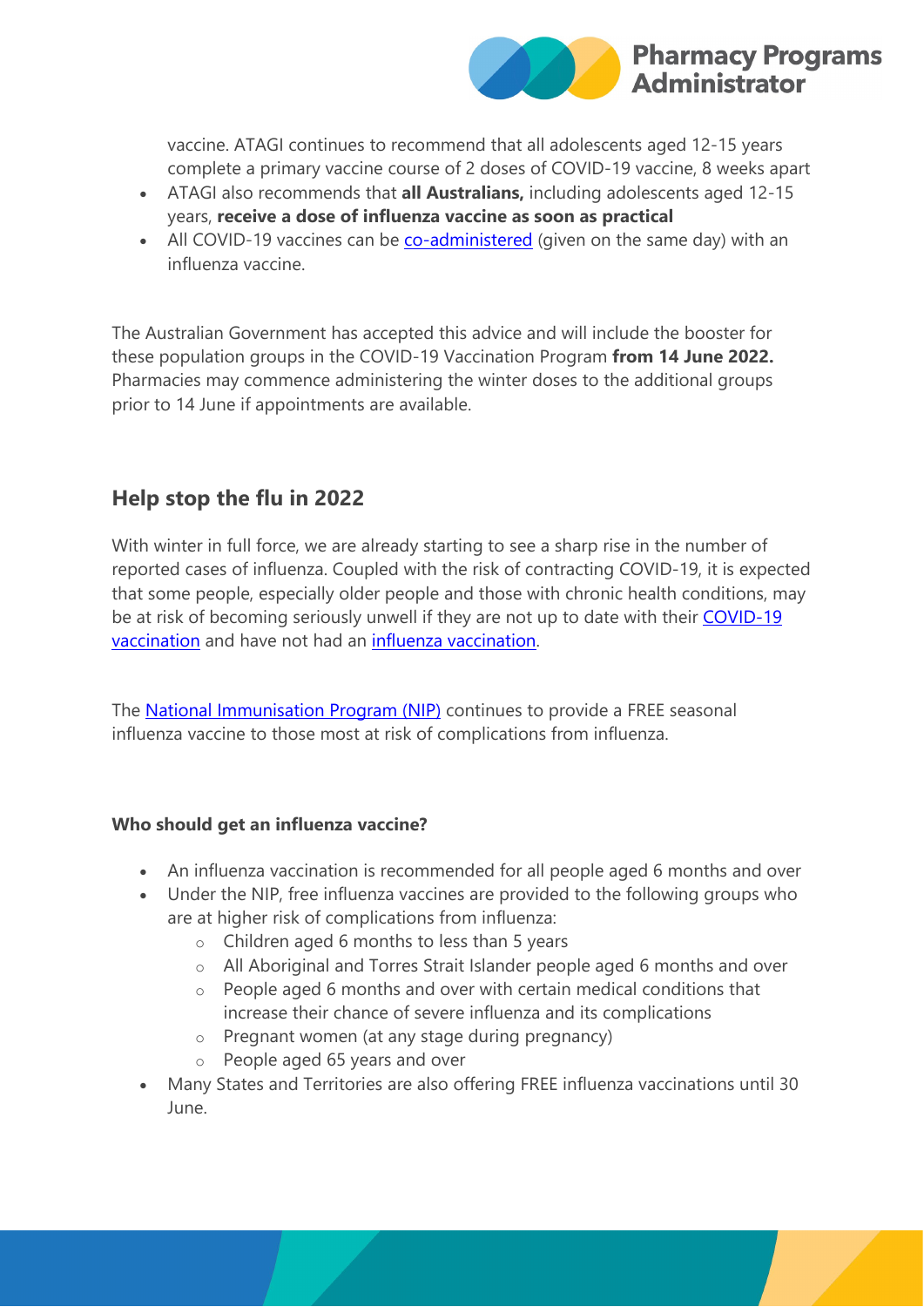vaccine. ATAGI continues to recommend that all adolescents aged 12-15 years complete a primary vaccine course of 2 doses of COVID-19 vaccine, 8 weeks apart

- ATAGI also recommends that **all Australians,** including adolescents aged 12-15 years, **receive a dose of influenza vaccine as soon as practical**
- All COVID-19 vaccines can be co-administered (given on the same day) with an influenza vaccine.

The Australian Government has accepted this advice and will include the booster for these population groups in the COVID-19 Vaccination Program **from 14 June 2022.** Pharmacies may commence administering the winter doses to the additional groups prior to 14 June if appointments are available.

## Help stop the flu in 2022

With winter in full force, we are already starting to see a sharp rise in the number of reported cases of influenza. Coupled with the risk of contracting COVID-19, it is expected that some people, especially older people and those with chronic health conditions, may be at risk of becoming seriously unwell if they are not up to date with their COVID-19 vaccination and have not had an influenza vaccination.

The National Immunisation Program (NIP) continues to provide a FREE seasonal influenza vaccine to those most at risk of complications from influenza.

**Who should get an influenza vaccine?**

- An influenza vaccination is recommended for all people aged 6 months and over
- Under the NIP, free influenza vaccines are provided to the following groups who are at higher risk of complications from influenza:
  - Children aged 6 months to less than 5 years
  - All Aboriginal and Torres Strait Islander people aged 6 months and over
  - People aged 6 months and over with certain medical conditions that increase their chance of severe influenza and its complications
  - Pregnant women (at any stage during pregnancy)
  - People aged 65 years and over
- Many States and Territories are also offering FREE influenza vaccinations until 30 June.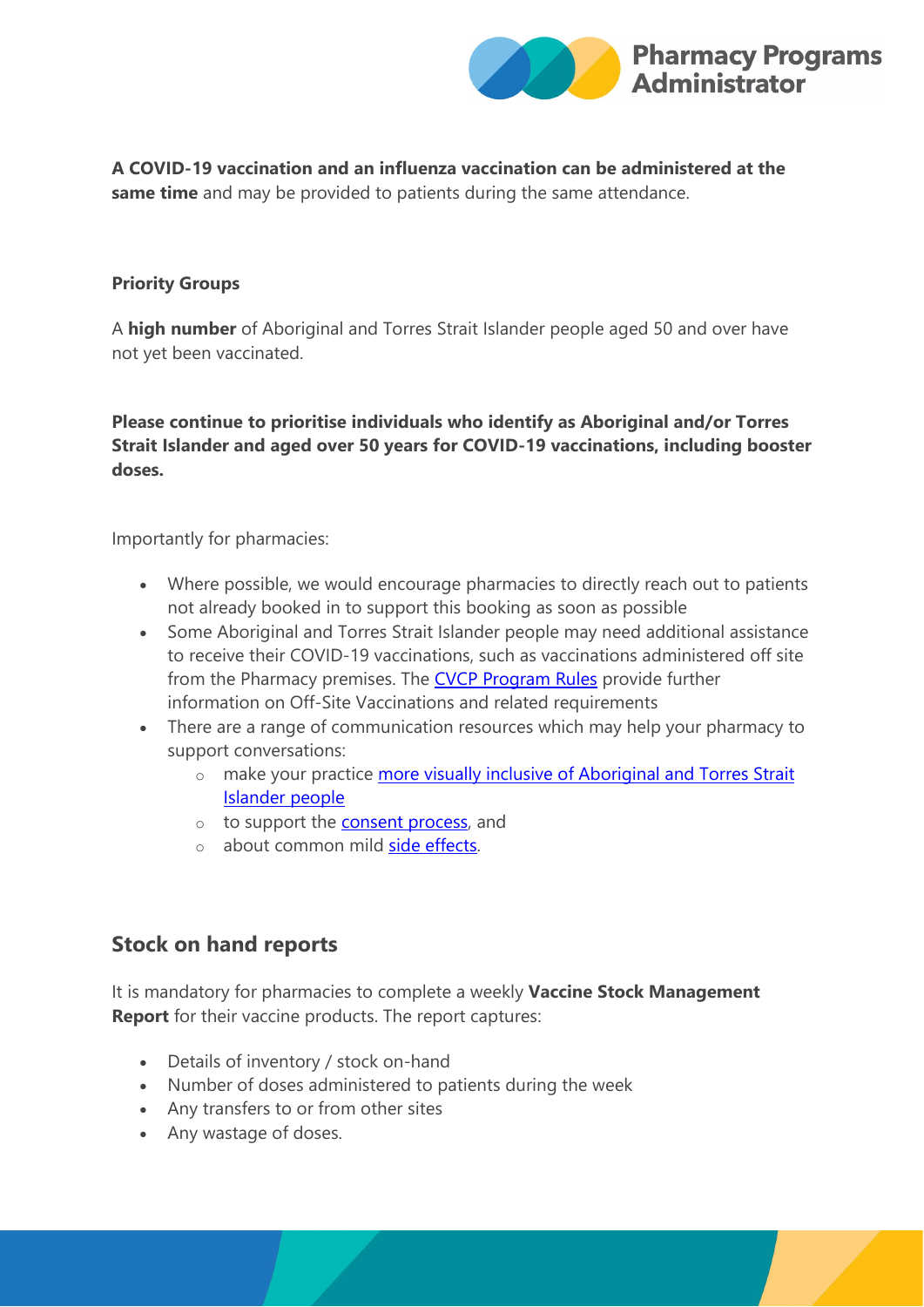**A COVID-19 vaccination and an influenza vaccination can be administered at the same time** and may be provided to patients during the same attendance.

**Priority Groups**

A **high number** of Aboriginal and Torres Strait Islander people aged 50 and over have not yet been vaccinated.

**Please continue to prioritise individuals who identify as Aboriginal and/or Torres Strait Islander and aged over 50 years for COVID-19 vaccinations, including booster doses.**

Importantly for pharmacies:

- Where possible, we would encourage pharmacies to directly reach out to patients not already booked in to support this booking as soon as possible
- Some Aboriginal and Torres Strait Islander people may need additional assistance to receive their COVID-19 vaccinations, such as vaccinations administered off site from the Pharmacy premises. The CVCP Program Rules provide further information on Off-Site Vaccinations and related requirements
- There are a range of communication resources which may help your pharmacy to support conversations:
    - make your practice more visually inclusive of Aboriginal and Torres Strait Islander people
    - to support the consent process, and
    - about common mild side effects.

## Stock on hand reports

It is mandatory for pharmacies to complete a weekly **Vaccine Stock Management Report** for their vaccine products. The report captures:

- Details of inventory / stock on-hand
- Number of doses administered to patients during the week
- Any transfers to or from other sites
- Any wastage of doses.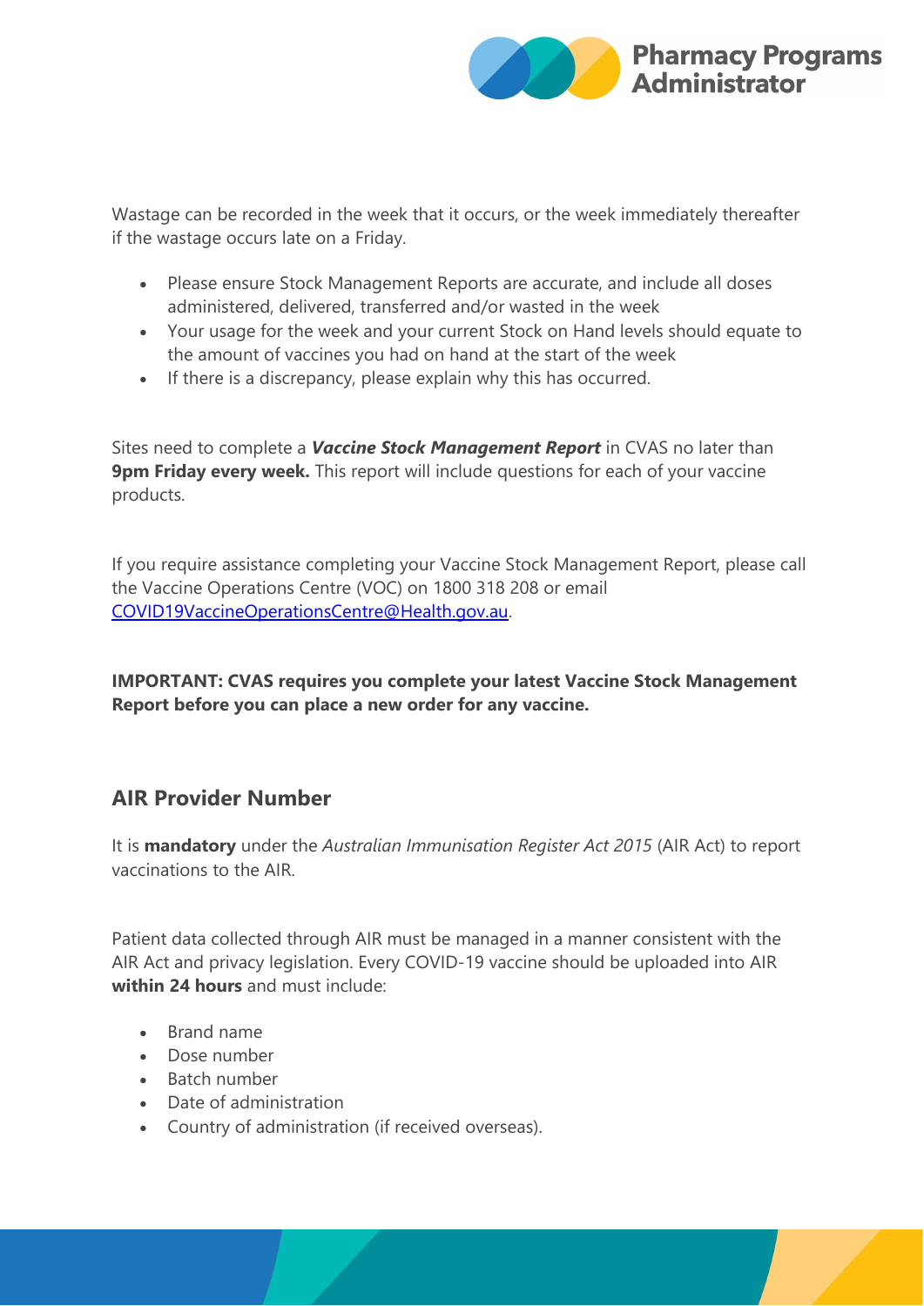Wastage can be recorded in the week that it occurs, or the week immediately thereafter if the wastage occurs late on a Friday.

- Please ensure Stock Management Reports are accurate, and include all doses administered, delivered, transferred and/or wasted in the week
- Your usage for the week and your current Stock on Hand levels should equate to the amount of vaccines you had on hand at the start of the week
- If there is a discrepancy, please explain why this has occurred.

Sites need to complete a ***Vaccine Stock Management Report*** in CVAS no later than **9pm Friday every week.** This report will include questions for each of your vaccine products.

If you require assistance completing your Vaccine Stock Management Report, please call the Vaccine Operations Centre (VOC) on 1800 318 208 or email [COVID19VaccineOperationsCentre@Health.gov.au](mailto:COVID19VaccineOperationsCentre@Health.gov.au).

**IMPORTANT: CVAS requires you complete your latest Vaccine Stock Management Report before you can place a new order for any vaccine.**

## AIR Provider Number

It is **mandatory** under the *Australian Immunisation Register Act 2015* (AIR Act) to report vaccinations to the AIR.

Patient data collected through AIR must be managed in a manner consistent with the AIR Act and privacy legislation. Every COVID-19 vaccine should be uploaded into AIR **within 24 hours** and must include:

- Brand name
- Dose number
- Batch number
- Date of administration
- Country of administration (if received overseas).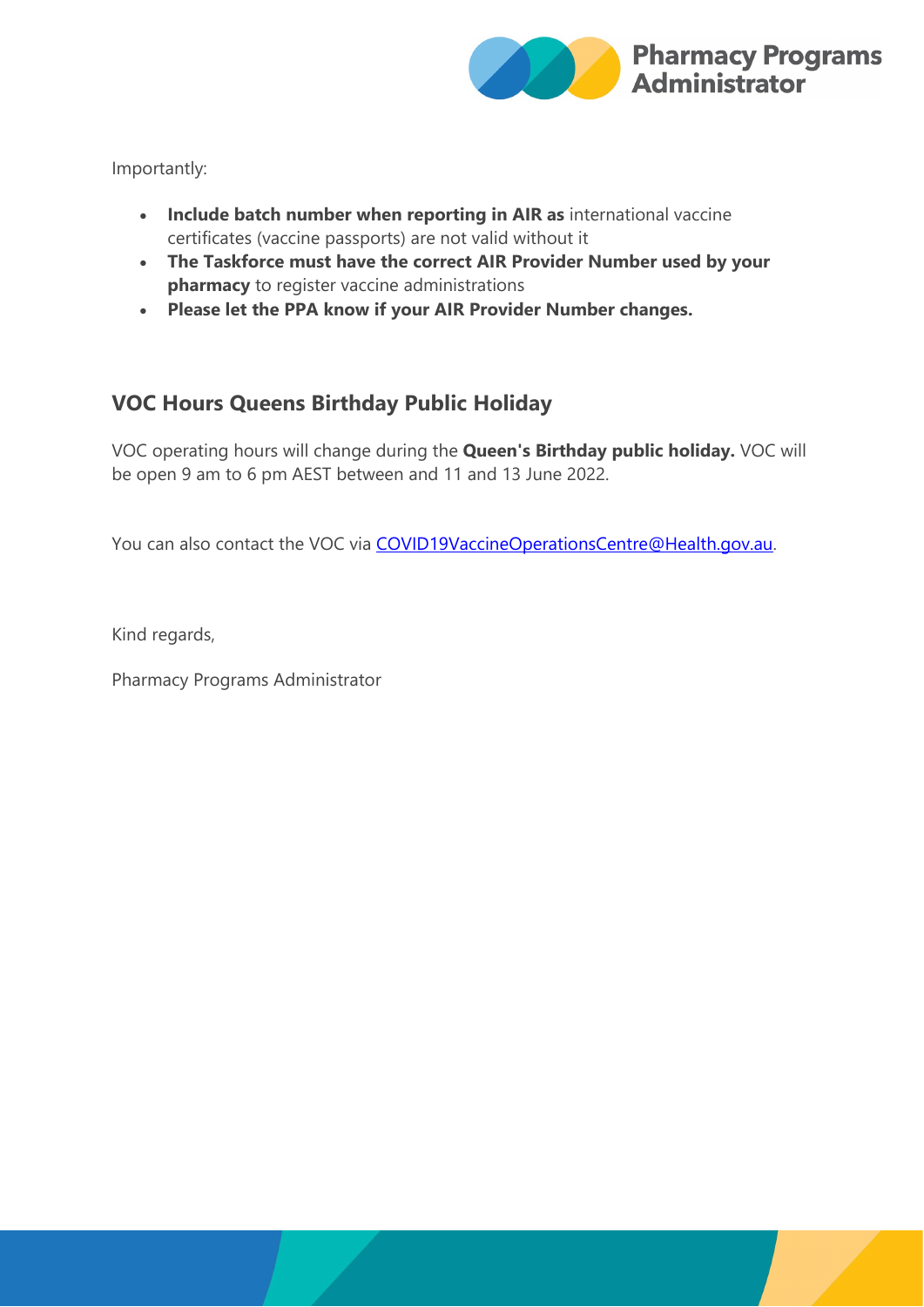Importantly:

- **Include batch number when reporting in AIR as** international vaccine certificates (vaccine passports) are not valid without it
- **The Taskforce must have the correct AIR Provider Number used by your pharmacy** to register vaccine administrations
- **Please let the PPA know if your AIR Provider Number changes.**

## VOC Hours Queens Birthday Public Holiday

VOC operating hours will change during the **Queen's Birthday public holiday.** VOC will be open 9 am to 6 pm AEST between and 11 and 13 June 2022.

You can also contact the VOC via COVID19VaccineOperationsCentre@Health.gov.au.

Kind regards,

Pharmacy Programs Administrator